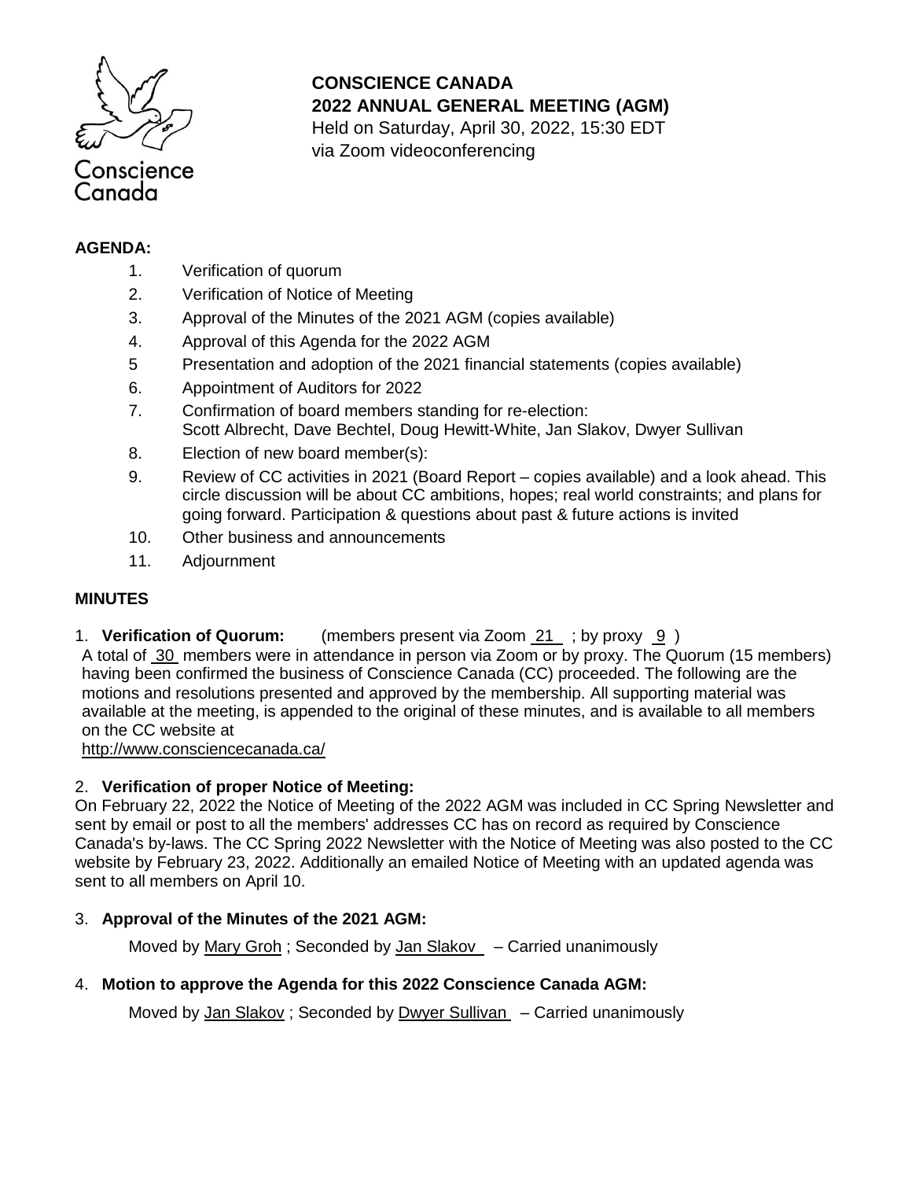Conscience Canada

**CONSCIENCE CANADA**
**2022 ANNUAL GENERAL MEETING (AGM)**
Held on Saturday, April 30, 2022, 15:30 EDT
via Zoom videoconferencing

**AGENDA:**

1. Verification of quorum
2. Verification of Notice of Meeting
3. Approval of the Minutes of the 2021 AGM (copies available)
4. Approval of this Agenda for the 2022 AGM
5. Presentation and adoption of the 2021 financial statements (copies available)
6. Appointment of Auditors for 2022
7. Confirmation of board members standing for re-election:
   Scott Albrecht, Dave Bechtel, Doug Hewitt-White, Jan Slakov, Dwyer Sullivan
8. Election of new board member(s):
9. Review of CC activities in 2021 (Board Report – copies available) and a look ahead. This circle discussion will be about CC ambitions, hopes; real world constraints; and plans for going forward. Participation & questions about past & future actions is invited
10. Other business and announcements
11. Adjournment

**MINUTES**

1. **Verification of Quorum:** (members present via Zoom 21 ; by proxy 9 )

A total of 30 members were in attendance in person via Zoom or by proxy. The Quorum (15 members) having been confirmed the business of Conscience Canada (CC) proceeded. The following are the motions and resolutions presented and approved by the membership. All supporting material was available at the meeting, is appended to the original of these minutes, and is available to all members on the CC website at
http://www.consciencecanada.ca/

2. **Verification of proper Notice of Meeting:**

On February 22, 2022 the Notice of Meeting of the 2022 AGM was included in CC Spring Newsletter and sent by email or post to all the members' addresses CC has on record as required by Conscience Canada's by-laws. The CC Spring 2022 Newsletter with the Notice of Meeting was also posted to the CC website by February 23, 2022. Additionally an emailed Notice of Meeting with an updated agenda was sent to all members on April 10.

3. **Approval of the Minutes of the 2021 AGM:**

Moved by Mary Groh ; Seconded by Jan Slakov – Carried unanimously

4. **Motion to approve the Agenda for this 2022 Conscience Canada AGM:**

Moved by Jan Slakov ; Seconded by Dwyer Sullivan – Carried unanimously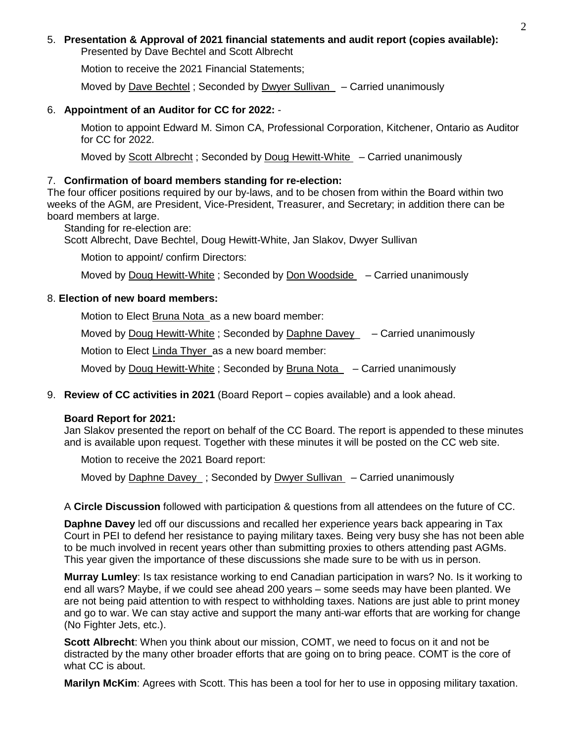5. **Presentation & Approval of 2021 financial statements and audit report (copies available):**
   Presented by Dave Bechtel and Scott Albrecht

   Motion to receive the 2021 Financial Statements;

   Moved by Dave Bechtel ; Seconded by Dwyer Sullivan – Carried unanimously

6. **Appointment of an Auditor for CC for 2022:** -

   Motion to appoint Edward M. Simon CA, Professional Corporation, Kitchener, Ontario as Auditor for CC for 2022.

   Moved by Scott Albrecht ; Seconded by Doug Hewitt-White – Carried unanimously

7. **Confirmation of board members standing for re-election:**

The four officer positions required by our by-laws, and to be chosen from within the Board within two weeks of the AGM, are President, Vice-President, Treasurer, and Secretary; in addition there can be board members at large.

Standing for re-election are:
Scott Albrecht, Dave Bechtel, Doug Hewitt-White, Jan Slakov, Dwyer Sullivan

Motion to appoint/ confirm Directors:

Moved by Doug Hewitt-White ; Seconded by Don Woodside – Carried unanimously

8. **Election of new board members:**

   Motion to Elect Bruna Nota as a new board member:

   Moved by Doug Hewitt-White ; Seconded by Daphne Davey – Carried unanimously

   Motion to Elect Linda Thyer as a new board member:

   Moved by Doug Hewitt-White ; Seconded by Bruna Nota – Carried unanimously

9. **Review of CC activities in 2021** (Board Report – copies available) and a look ahead.

   **Board Report for 2021:**
   Jan Slakov presented the report on behalf of the CC Board. The report is appended to these minutes and is available upon request. Together with these minutes it will be posted on the CC web site.

   Motion to receive the 2021 Board report:

   Moved by Daphne Davey ; Seconded by Dwyer Sullivan – Carried unanimously

   A **Circle Discussion** followed with participation & questions from all attendees on the future of CC.

   **Daphne Davey** led off our discussions and recalled her experience years back appearing in Tax Court in PEI to defend her resistance to paying military taxes. Being very busy she has not been able to be much involved in recent years other than submitting proxies to others attending past AGMs. This year given the importance of these discussions she made sure to be with us in person.

   **Murray Lumley**: Is tax resistance working to end Canadian participation in wars? No. Is it working to end all wars? Maybe, if we could see ahead 200 years – some seeds may have been planted. We are not being paid attention to with respect to withholding taxes. Nations are just able to print money and go to war. We can stay active and support the many anti-war efforts that are working for change (No Fighter Jets, etc.).

   **Scott Albrecht**: When you think about our mission, COMT, we need to focus on it and not be distracted by the many other broader efforts that are going on to bring peace. COMT is the core of what CC is about.

   **Marilyn McKim**: Agrees with Scott. This has been a tool for her to use in opposing military taxation.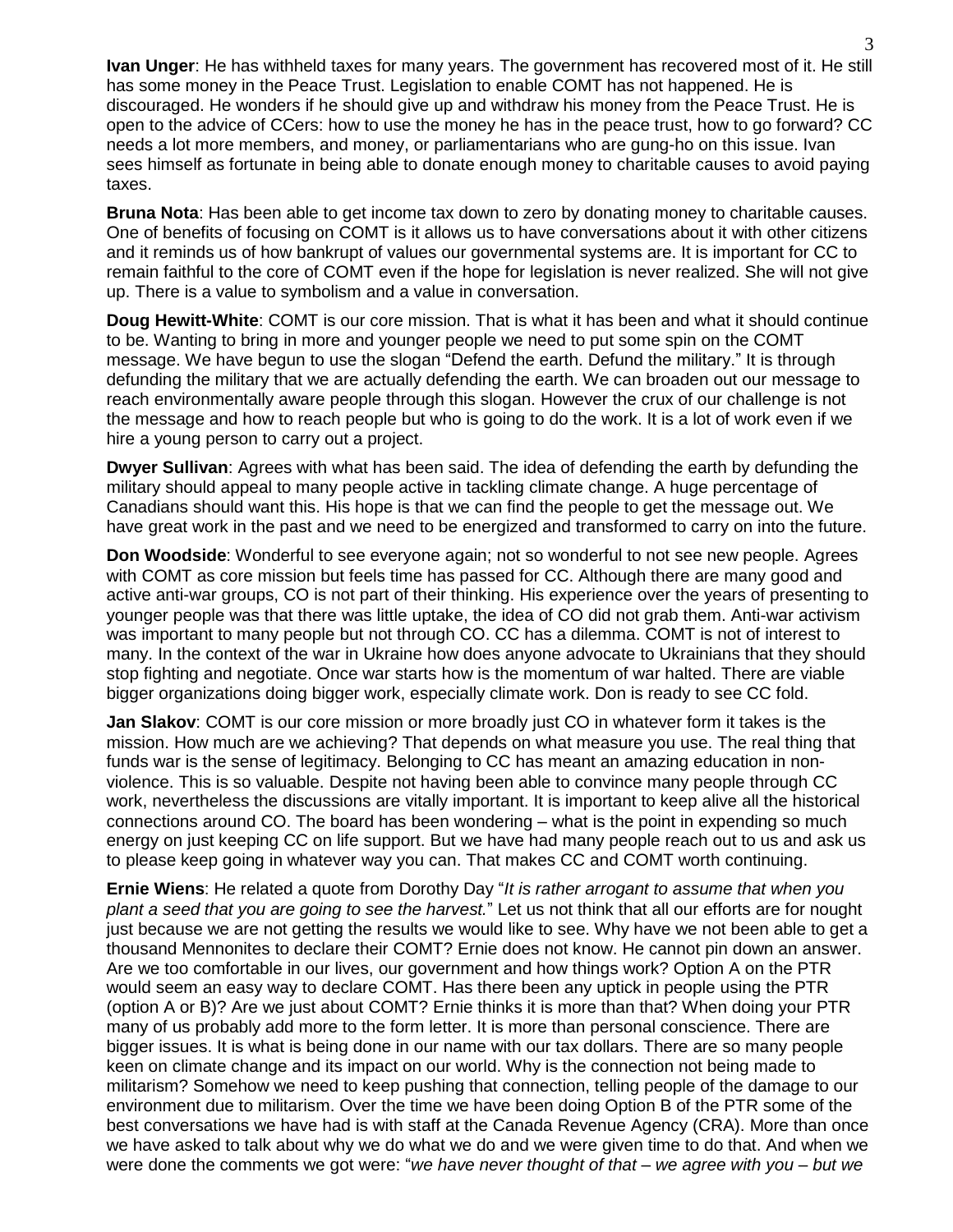**Ivan Unger**: He has withheld taxes for many years. The government has recovered most of it. He still has some money in the Peace Trust. Legislation to enable COMT has not happened. He is discouraged. He wonders if he should give up and withdraw his money from the Peace Trust. He is open to the advice of CCers: how to use the money he has in the peace trust, how to go forward? CC needs a lot more members, and money, or parliamentarians who are gung-ho on this issue. Ivan sees himself as fortunate in being able to donate enough money to charitable causes to avoid paying taxes.

**Bruna Nota**: Has been able to get income tax down to zero by donating money to charitable causes. One of benefits of focusing on COMT is it allows us to have conversations about it with other citizens and it reminds us of how bankrupt of values our governmental systems are. It is important for CC to remain faithful to the core of COMT even if the hope for legislation is never realized. She will not give up. There is a value to symbolism and a value in conversation.

**Doug Hewitt-White**: COMT is our core mission. That is what it has been and what it should continue to be. Wanting to bring in more and younger people we need to put some spin on the COMT message. We have begun to use the slogan "Defend the earth. Defund the military." It is through defunding the military that we are actually defending the earth. We can broaden out our message to reach environmentally aware people through this slogan. However the crux of our challenge is not the message and how to reach people but who is going to do the work. It is a lot of work even if we hire a young person to carry out a project.

**Dwyer Sullivan**: Agrees with what has been said. The idea of defending the earth by defunding the military should appeal to many people active in tackling climate change. A huge percentage of Canadians should want this. His hope is that we can find the people to get the message out. We have great work in the past and we need to be energized and transformed to carry on into the future.

**Don Woodside**: Wonderful to see everyone again; not so wonderful to not see new people. Agrees with COMT as core mission but feels time has passed for CC. Although there are many good and active anti-war groups, CO is not part of their thinking. His experience over the years of presenting to younger people was that there was little uptake, the idea of CO did not grab them. Anti-war activism was important to many people but not through CO. CC has a dilemma. COMT is not of interest to many. In the context of the war in Ukraine how does anyone advocate to Ukrainians that they should stop fighting and negotiate. Once war starts how is the momentum of war halted. There are viable bigger organizations doing bigger work, especially climate work. Don is ready to see CC fold.

**Jan Slakov**: COMT is our core mission or more broadly just CO in whatever form it takes is the mission. How much are we achieving? That depends on what measure you use. The real thing that funds war is the sense of legitimacy. Belonging to CC has meant an amazing education in non-violence. This is so valuable. Despite not having been able to convince many people through CC work, nevertheless the discussions are vitally important. It is important to keep alive all the historical connections around CO. The board has been wondering – what is the point in expending so much energy on just keeping CC on life support. But we have had many people reach out to us and ask us to please keep going in whatever way you can. That makes CC and COMT worth continuing.

**Ernie Wiens**: He related a quote from Dorothy Day "*It is rather arrogant to assume that when you plant a seed that you are going to see the harvest.*" Let us not think that all our efforts are for nought just because we are not getting the results we would like to see. Why have we not been able to get a thousand Mennonites to declare their COMT? Ernie does not know. He cannot pin down an answer. Are we too comfortable in our lives, our government and how things work? Option A on the PTR would seem an easy way to declare COMT. Has there been any uptick in people using the PTR (option A or B)? Are we just about COMT? Ernie thinks it is more than that? When doing your PTR many of us probably add more to the form letter. It is more than personal conscience. There are bigger issues. It is what is being done in our name with our tax dollars. There are so many people keen on climate change and its impact on our world. Why is the connection not being made to militarism? Somehow we need to keep pushing that connection, telling people of the damage to our environment due to militarism. Over the time we have been doing Option B of the PTR some of the best conversations we have had is with staff at the Canada Revenue Agency (CRA). More than once we have asked to talk about why we do what we do and we were given time to do that. And when we were done the comments we got were: "*we have never thought of that – we agree with you – but we*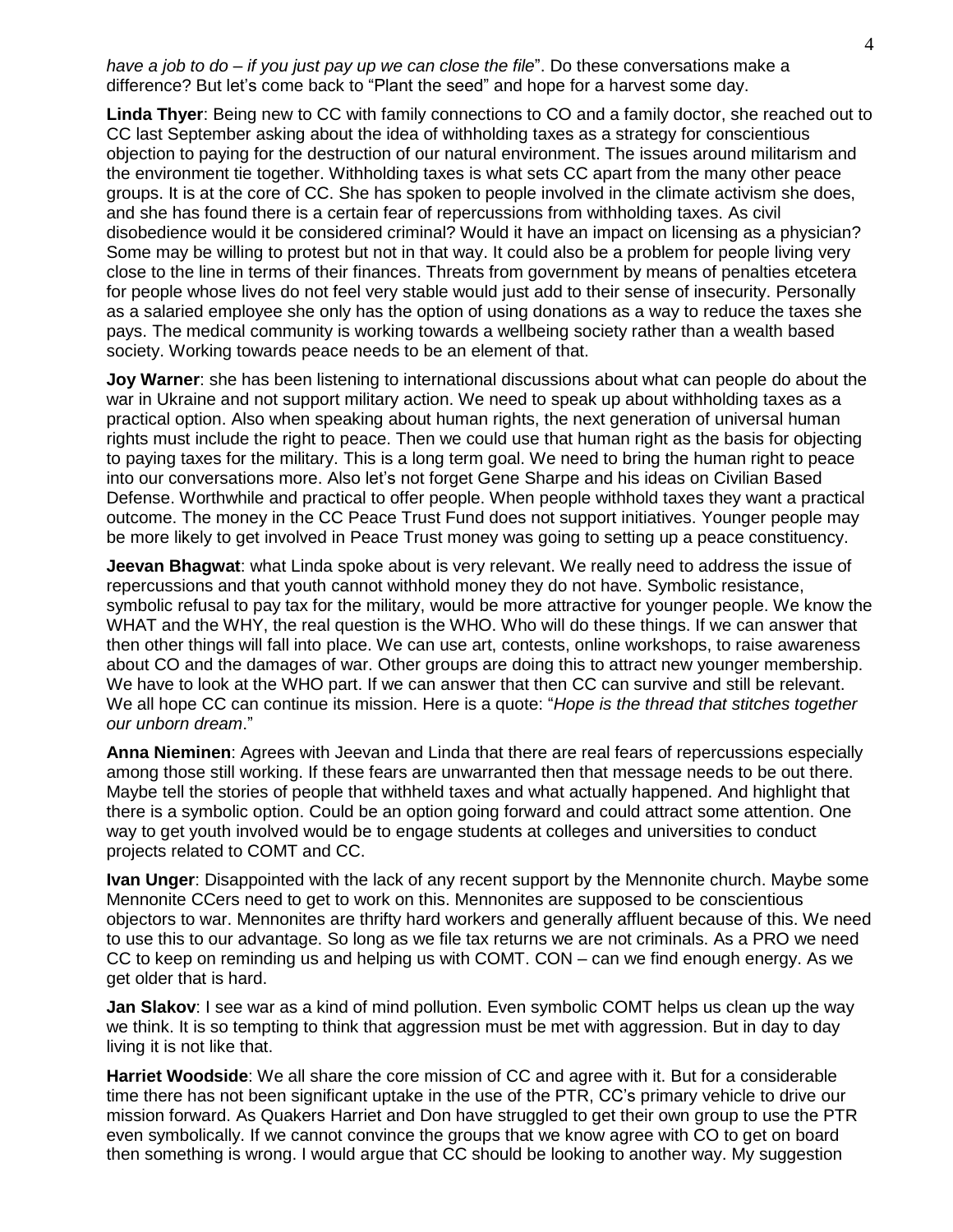*have a job to do – if you just pay up we can close the file*". Do these conversations make a difference? But let's come back to "Plant the seed" and hope for a harvest some day.

**Linda Thyer**: Being new to CC with family connections to CO and a family doctor, she reached out to CC last September asking about the idea of withholding taxes as a strategy for conscientious objection to paying for the destruction of our natural environment. The issues around militarism and the environment tie together. Withholding taxes is what sets CC apart from the many other peace groups. It is at the core of CC. She has spoken to people involved in the climate activism she does, and she has found there is a certain fear of repercussions from withholding taxes. As civil disobedience would it be considered criminal? Would it have an impact on licensing as a physician? Some may be willing to protest but not in that way. It could also be a problem for people living very close to the line in terms of their finances. Threats from government by means of penalties etcetera for people whose lives do not feel very stable would just add to their sense of insecurity. Personally as a salaried employee she only has the option of using donations as a way to reduce the taxes she pays. The medical community is working towards a wellbeing society rather than a wealth based society. Working towards peace needs to be an element of that.

**Joy Warner**: she has been listening to international discussions about what can people do about the war in Ukraine and not support military action. We need to speak up about withholding taxes as a practical option. Also when speaking about human rights, the next generation of universal human rights must include the right to peace. Then we could use that human right as the basis for objecting to paying taxes for the military. This is a long term goal. We need to bring the human right to peace into our conversations more. Also let's not forget Gene Sharpe and his ideas on Civilian Based Defense. Worthwhile and practical to offer people. When people withhold taxes they want a practical outcome. The money in the CC Peace Trust Fund does not support initiatives. Younger people may be more likely to get involved in Peace Trust money was going to setting up a peace constituency.

**Jeevan Bhagwat**: what Linda spoke about is very relevant. We really need to address the issue of repercussions and that youth cannot withhold money they do not have. Symbolic resistance, symbolic refusal to pay tax for the military, would be more attractive for younger people. We know the WHAT and the WHY, the real question is the WHO. Who will do these things. If we can answer that then other things will fall into place. We can use art, contests, online workshops, to raise awareness about CO and the damages of war. Other groups are doing this to attract new younger membership. We have to look at the WHO part. If we can answer that then CC can survive and still be relevant. We all hope CC can continue its mission. Here is a quote: "*Hope is the thread that stitches together our unborn dream*."

**Anna Nieminen**: Agrees with Jeevan and Linda that there are real fears of repercussions especially among those still working. If these fears are unwarranted then that message needs to be out there. Maybe tell the stories of people that withheld taxes and what actually happened. And highlight that there is a symbolic option. Could be an option going forward and could attract some attention. One way to get youth involved would be to engage students at colleges and universities to conduct projects related to COMT and CC.

**Ivan Unger**: Disappointed with the lack of any recent support by the Mennonite church. Maybe some Mennonite CCers need to get to work on this. Mennonites are supposed to be conscientious objectors to war. Mennonites are thrifty hard workers and generally affluent because of this. We need to use this to our advantage. So long as we file tax returns we are not criminals. As a PRO we need CC to keep on reminding us and helping us with COMT. CON – can we find enough energy. As we get older that is hard.

**Jan Slakov**: I see war as a kind of mind pollution. Even symbolic COMT helps us clean up the way we think. It is so tempting to think that aggression must be met with aggression. But in day to day living it is not like that.

**Harriet Woodside**: We all share the core mission of CC and agree with it. But for a considerable time there has not been significant uptake in the use of the PTR, CC's primary vehicle to drive our mission forward. As Quakers Harriet and Don have struggled to get their own group to use the PTR even symbolically. If we cannot convince the groups that we know agree with CO to get on board then something is wrong. I would argue that CC should be looking to another way. My suggestion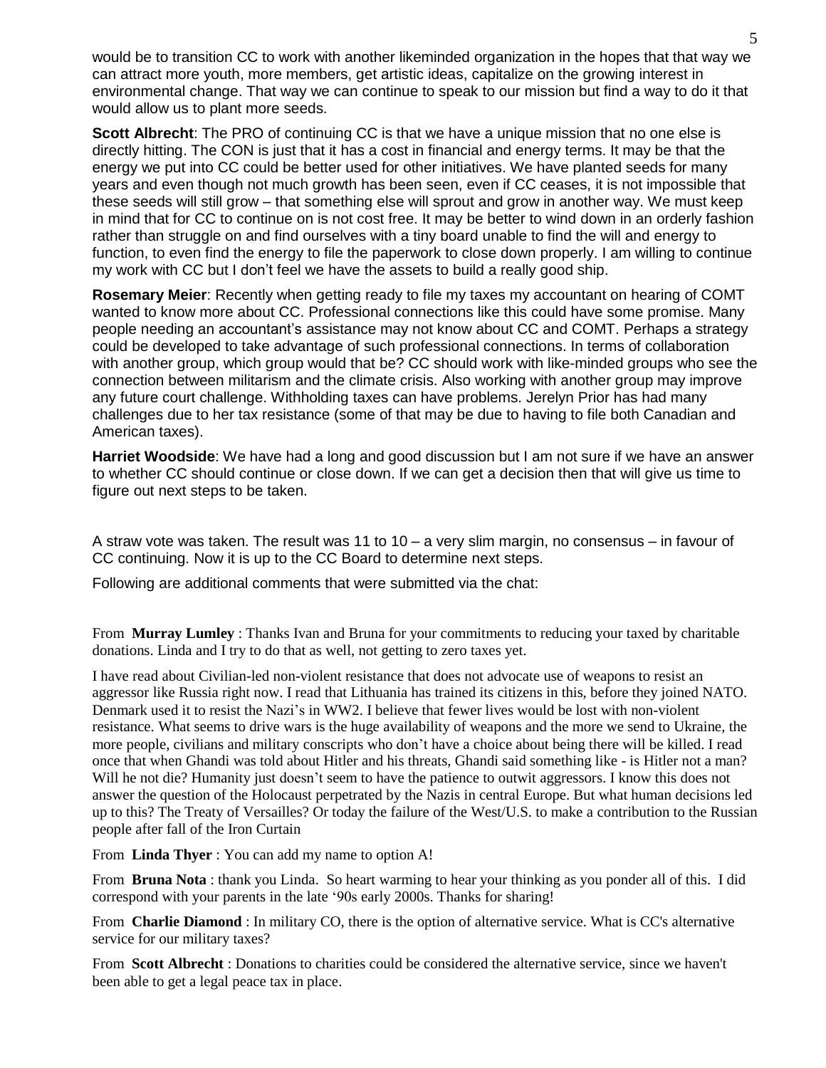would be to transition CC to work with another likeminded organization in the hopes that that way we can attract more youth, more members, get artistic ideas, capitalize on the growing interest in environmental change. That way we can continue to speak to our mission but find a way to do it that would allow us to plant more seeds.

**Scott Albrecht**: The PRO of continuing CC is that we have a unique mission that no one else is directly hitting. The CON is just that it has a cost in financial and energy terms. It may be that the energy we put into CC could be better used for other initiatives. We have planted seeds for many years and even though not much growth has been seen, even if CC ceases, it is not impossible that these seeds will still grow – that something else will sprout and grow in another way. We must keep in mind that for CC to continue on is not cost free. It may be better to wind down in an orderly fashion rather than struggle on and find ourselves with a tiny board unable to find the will and energy to function, to even find the energy to file the paperwork to close down properly. I am willing to continue my work with CC but I don't feel we have the assets to build a really good ship.

**Rosemary Meier**: Recently when getting ready to file my taxes my accountant on hearing of COMT wanted to know more about CC. Professional connections like this could have some promise. Many people needing an accountant's assistance may not know about CC and COMT. Perhaps a strategy could be developed to take advantage of such professional connections. In terms of collaboration with another group, which group would that be? CC should work with like-minded groups who see the connection between militarism and the climate crisis. Also working with another group may improve any future court challenge. Withholding taxes can have problems. Jerelyn Prior has had many challenges due to her tax resistance (some of that may be due to having to file both Canadian and American taxes).

**Harriet Woodside**: We have had a long and good discussion but I am not sure if we have an answer to whether CC should continue or close down. If we can get a decision then that will give us time to figure out next steps to be taken.

A straw vote was taken. The result was 11 to 10 – a very slim margin, no consensus – in favour of CC continuing. Now it is up to the CC Board to determine next steps.

Following are additional comments that were submitted via the chat:

From **Murray Lumley** : Thanks Ivan and Bruna for your commitments to reducing your taxed by charitable donations. Linda and I try to do that as well, not getting to zero taxes yet.

I have read about Civilian-led non-violent resistance that does not advocate use of weapons to resist an aggressor like Russia right now. I read that Lithuania has trained its citizens in this, before they joined NATO. Denmark used it to resist the Nazi's in WW2. I believe that fewer lives would be lost with non-violent resistance. What seems to drive wars is the huge availability of weapons and the more we send to Ukraine, the more people, civilians and military conscripts who don't have a choice about being there will be killed. I read once that when Ghandi was told about Hitler and his threats, Ghandi said something like - is Hitler not a man? Will he not die? Humanity just doesn't seem to have the patience to outwit aggressors. I know this does not answer the question of the Holocaust perpetrated by the Nazis in central Europe. But what human decisions led up to this? The Treaty of Versailles? Or today the failure of the West/U.S. to make a contribution to the Russian people after fall of the Iron Curtain

From **Linda Thyer** : You can add my name to option A!

From **Bruna Nota** : thank you Linda. So heart warming to hear your thinking as you ponder all of this. I did correspond with your parents in the late '90s early 2000s. Thanks for sharing!

From **Charlie Diamond** : In military CO, there is the option of alternative service. What is CC's alternative service for our military taxes?

From **Scott Albrecht** : Donations to charities could be considered the alternative service, since we haven't been able to get a legal peace tax in place.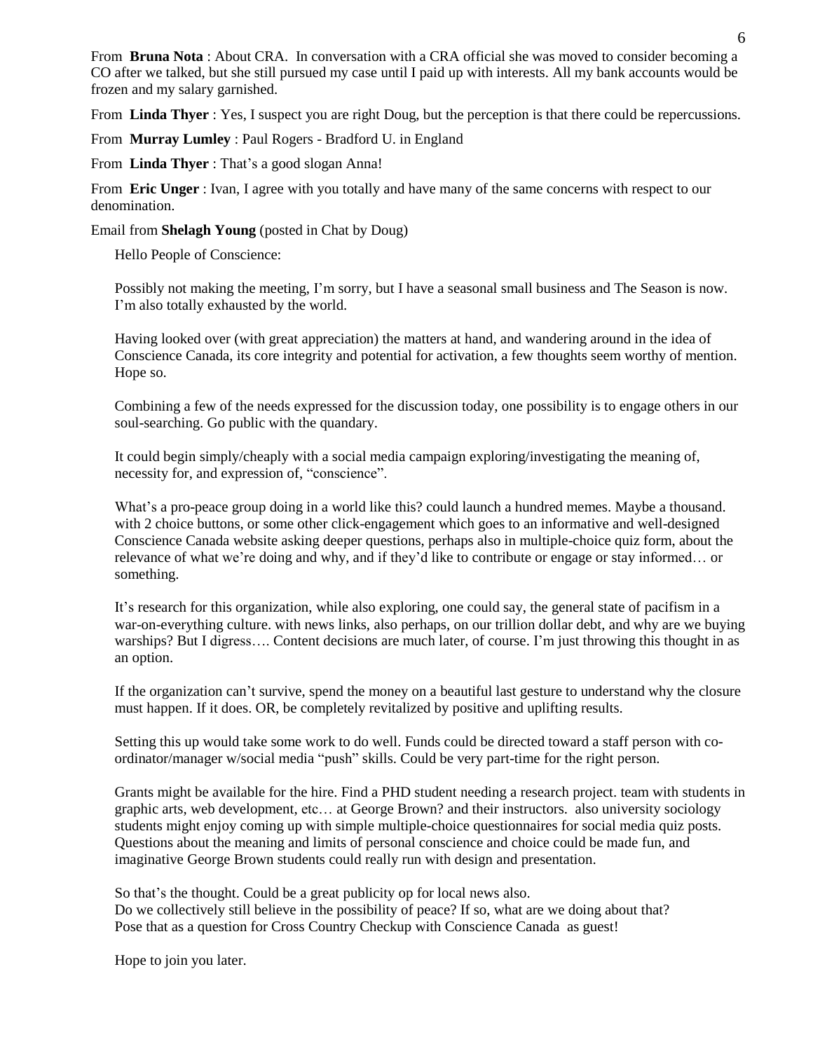From **Bruna Nota** : About CRA. In conversation with a CRA official she was moved to consider becoming a CO after we talked, but she still pursued my case until I paid up with interests. All my bank accounts would be frozen and my salary garnished.

From **Linda Thyer** : Yes, I suspect you are right Doug, but the perception is that there could be repercussions.

From **Murray Lumley** : Paul Rogers - Bradford U. in England

From **Linda Thyer** : That's a good slogan Anna!

From **Eric Unger** : Ivan, I agree with you totally and have many of the same concerns with respect to our denomination.

Email from **Shelagh Young** (posted in Chat by Doug)

> Hello People of Conscience:
>
> Possibly not making the meeting, I'm sorry, but I have a seasonal small business and The Season is now. I'm also totally exhausted by the world.
>
> Having looked over (with great appreciation) the matters at hand, and wandering around in the idea of Conscience Canada, its core integrity and potential for activation, a few thoughts seem worthy of mention. Hope so.
>
> Combining a few of the needs expressed for the discussion today, one possibility is to engage others in our soul-searching. Go public with the quandary.
>
> It could begin simply/cheaply with a social media campaign exploring/investigating the meaning of, necessity for, and expression of, "conscience".
>
> What's a pro-peace group doing in a world like this? could launch a hundred memes. Maybe a thousand. with 2 choice buttons, or some other click-engagement which goes to an informative and well-designed Conscience Canada website asking deeper questions, perhaps also in multiple-choice quiz form, about the relevance of what we're doing and why, and if they'd like to contribute or engage or stay informed… or something.
>
> It's research for this organization, while also exploring, one could say, the general state of pacifism in a war-on-everything culture. with news links, also perhaps, on our trillion dollar debt, and why are we buying warships? But I digress…. Content decisions are much later, of course. I'm just throwing this thought in as an option.
>
> If the organization can't survive, spend the money on a beautiful last gesture to understand why the closure must happen. If it does. OR, be completely revitalized by positive and uplifting results.
>
> Setting this up would take some work to do well. Funds could be directed toward a staff person with co-ordinator/manager w/social media "push" skills. Could be very part-time for the right person.
>
> Grants might be available for the hire. Find a PHD student needing a research project. team with students in graphic arts, web development, etc… at George Brown? and their instructors. also university sociology students might enjoy coming up with simple multiple-choice questionnaires for social media quiz posts. Questions about the meaning and limits of personal conscience and choice could be made fun, and imaginative George Brown students could really run with design and presentation.
>
> So that's the thought. Could be a great publicity op for local news also.
> Do we collectively still believe in the possibility of peace? If so, what are we doing about that?
> Pose that as a question for Cross Country Checkup with Conscience Canada as guest!
>
> Hope to join you later.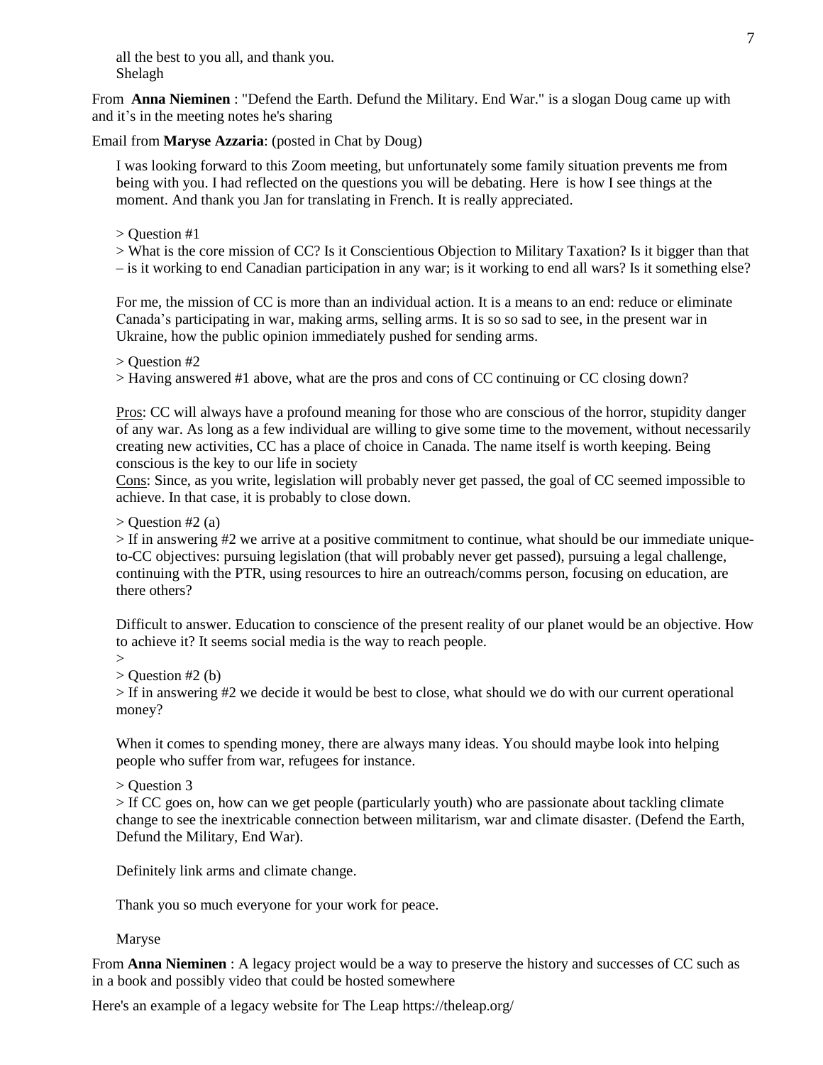all the best to you all, and thank you.
Shelagh

From **Anna Nieminen** : "Defend the Earth. Defund the Military. End War." is a slogan Doug came up with and it's in the meeting notes he's sharing

Email from **Maryse Azzaria**: (posted in Chat by Doug)

> I was looking forward to this Zoom meeting, but unfortunately some family situation prevents me from being with you. I had reflected on the questions you will be debating. Here is how I see things at the moment. And thank you Jan for translating in French. It is really appreciated.
>
> > Question #1
> > What is the core mission of CC? Is it Conscientious Objection to Military Taxation? Is it bigger than that – is it working to end Canadian participation in any war; is it working to end all wars? Is it something else?
>
> For me, the mission of CC is more than an individual action. It is a means to an end: reduce or eliminate Canada's participating in war, making arms, selling arms. It is so so sad to see, in the present war in Ukraine, how the public opinion immediately pushed for sending arms.
>
> > Question #2
> > Having answered #1 above, what are the pros and cons of CC continuing or CC closing down?
>
> <u>Pros</u>: CC will always have a profound meaning for those who are conscious of the horror, stupidity danger of any war. As long as a few individual are willing to give some time to the movement, without necessarily creating new activities, CC has a place of choice in Canada. The name itself is worth keeping. Being conscious is the key to our life in society
> <u>Cons</u>: Since, as you write, legislation will probably never get passed, the goal of CC seemed impossible to achieve. In that case, it is probably to close down.
>
> > Question #2 (a)
> > If in answering #2 we arrive at a positive commitment to continue, what should be our immediate unique-to-CC objectives: pursuing legislation (that will probably never get passed), pursuing a legal challenge, continuing with the PTR, using resources to hire an outreach/comms person, focusing on education, are there others?
>
> Difficult to answer. Education to conscience of the present reality of our planet would be an objective. How to achieve it? It seems social media is the way to reach people.
> >
> > Question #2 (b)
> > If in answering #2 we decide it would be best to close, what should we do with our current operational money?
>
> When it comes to spending money, there are always many ideas. You should maybe look into helping people who suffer from war, refugees for instance.
>
> > Question 3
> > If CC goes on, how can we get people (particularly youth) who are passionate about tackling climate change to see the inextricable connection between militarism, war and climate disaster. (Defend the Earth, Defund the Military, End War).
>
> Definitely link arms and climate change.
>
> Thank you so much everyone for your work for peace.
>
> Maryse

From **Anna Nieminen** : A legacy project would be a way to preserve the history and successes of CC such as in a book and possibly video that could be hosted somewhere

Here's an example of a legacy website for The Leap https://theleap.org/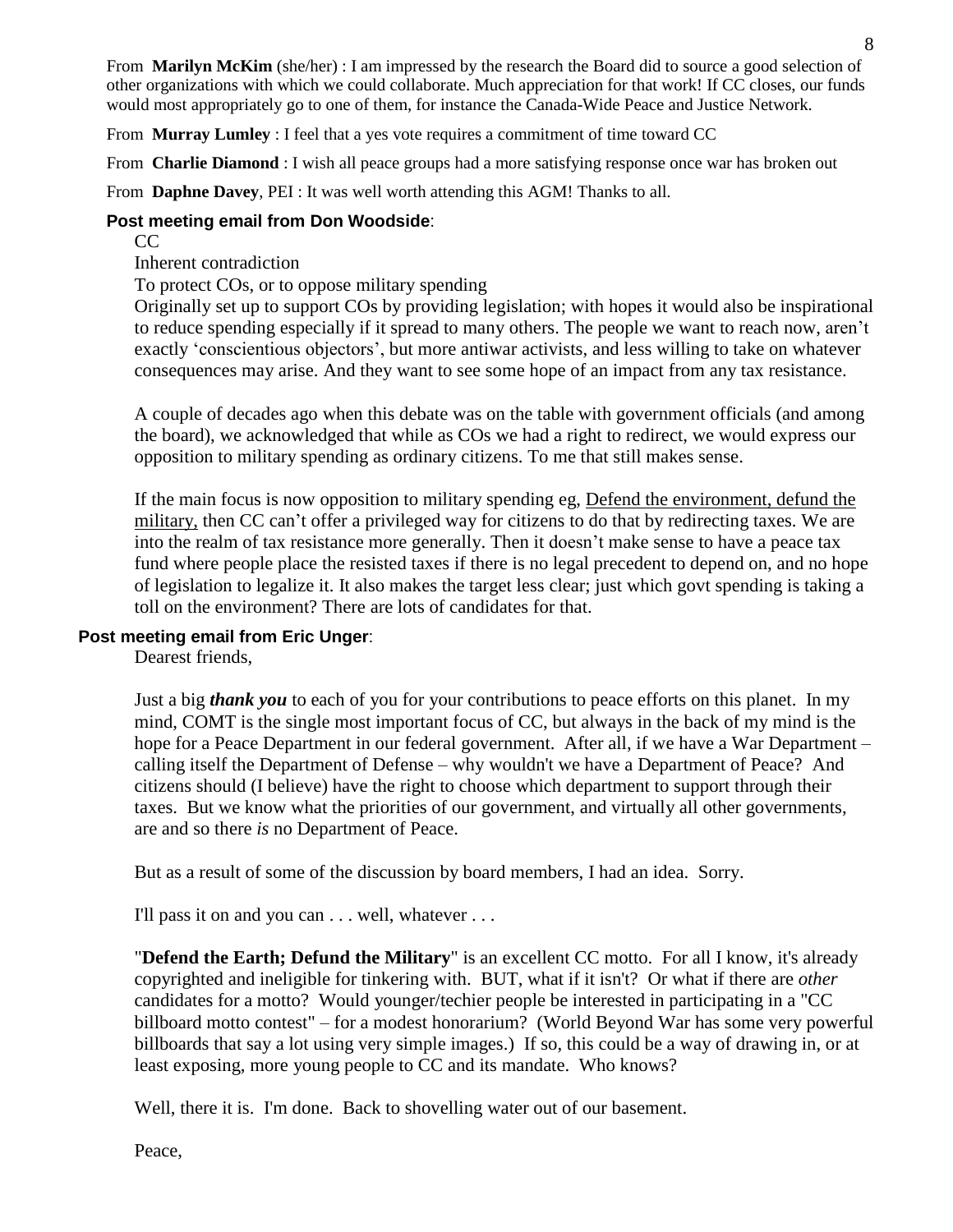From **Marilyn McKim** (she/her) : I am impressed by the research the Board did to source a good selection of other organizations with which we could collaborate. Much appreciation for that work! If CC closes, our funds would most appropriately go to one of them, for instance the Canada-Wide Peace and Justice Network.

From **Murray Lumley** : I feel that a yes vote requires a commitment of time toward CC

From **Charlie Diamond** : I wish all peace groups had a more satisfying response once war has broken out

From **Daphne Davey**, PEI : It was well worth attending this AGM! Thanks to all.

**Post meeting email from Don Woodside**:

CC

Inherent contradiction

To protect COs, or to oppose military spending

Originally set up to support COs by providing legislation; with hopes it would also be inspirational to reduce spending especially if it spread to many others. The people we want to reach now, aren't exactly 'conscientious objectors', but more antiwar activists, and less willing to take on whatever consequences may arise. And they want to see some hope of an impact from any tax resistance.

A couple of decades ago when this debate was on the table with government officials (and among the board), we acknowledged that while as COs we had a right to redirect, we would express our opposition to military spending as ordinary citizens. To me that still makes sense.

If the main focus is now opposition to military spending eg, Defend the environment, defund the military, then CC can't offer a privileged way for citizens to do that by redirecting taxes. We are into the realm of tax resistance more generally. Then it doesn't make sense to have a peace tax fund where people place the resisted taxes if there is no legal precedent to depend on, and no hope of legislation to legalize it. It also makes the target less clear; just which govt spending is taking a toll on the environment? There are lots of candidates for that.

**Post meeting email from Eric Unger**:

Dearest friends,

Just a big ***thank you*** to each of you for your contributions to peace efforts on this planet. In my mind, COMT is the single most important focus of CC, but always in the back of my mind is the hope for a Peace Department in our federal government. After all, if we have a War Department – calling itself the Department of Defense – why wouldn't we have a Department of Peace? And citizens should (I believe) have the right to choose which department to support through their taxes. But we know what the priorities of our government, and virtually all other governments, are and so there *is* no Department of Peace.

But as a result of some of the discussion by board members, I had an idea. Sorry.

I'll pass it on and you can . . . well, whatever . . .

"**Defend the Earth; Defund the Military**" is an excellent CC motto. For all I know, it's already copyrighted and ineligible for tinkering with. BUT, what if it isn't? Or what if there are *other* candidates for a motto? Would younger/techier people be interested in participating in a "CC billboard motto contest" – for a modest honorarium? (World Beyond War has some very powerful billboards that say a lot using very simple images.) If so, this could be a way of drawing in, or at least exposing, more young people to CC and its mandate. Who knows?

Well, there it is. I'm done. Back to shovelling water out of our basement.

Peace,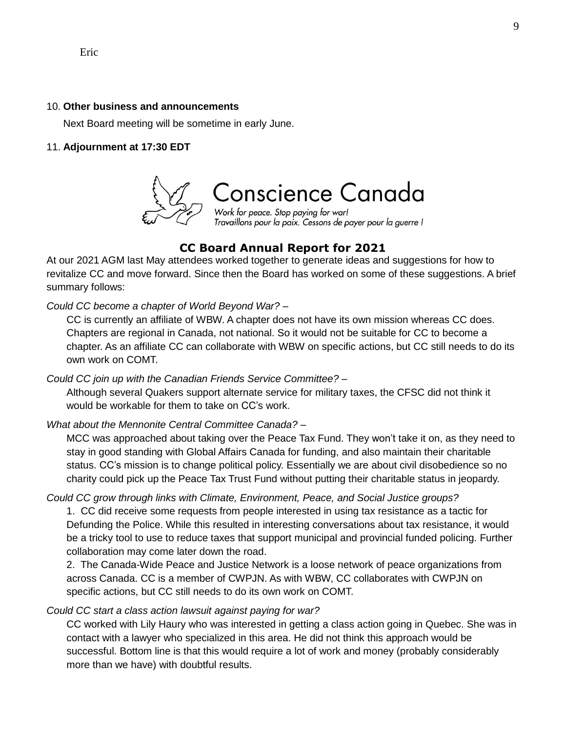Eric

10. **Other business and announcements**

Next Board meeting will be sometime in early June.

11. **Adjournment at 17:30 EDT**

Conscience Canada

Work for peace. Stop paying for war!
Travaillons pour la paix. Cessons de payer pour la guerre !

## CC Board Annual Report for 2021

At our 2021 AGM last May attendees worked together to generate ideas and suggestions for how to revitalize CC and move forward. Since then the Board has worked on some of these suggestions. A brief summary follows:

*Could CC become a chapter of World Beyond War?* –

CC is currently an affiliate of WBW. A chapter does not have its own mission whereas CC does. Chapters are regional in Canada, not national. So it would not be suitable for CC to become a chapter. As an affiliate CC can collaborate with WBW on specific actions, but CC still needs to do its own work on COMT.

*Could CC join up with the Canadian Friends Service Committee?* –

Although several Quakers support alternate service for military taxes, the CFSC did not think it would be workable for them to take on CC's work.

*What about the Mennonite Central Committee Canada?* –

MCC was approached about taking over the Peace Tax Fund. They won't take it on, as they need to stay in good standing with Global Affairs Canada for funding, and also maintain their charitable status. CC's mission is to change political policy. Essentially we are about civil disobedience so no charity could pick up the Peace Tax Trust Fund without putting their charitable status in jeopardy.

*Could CC grow through links with Climate, Environment, Peace, and Social Justice groups?*

1. CC did receive some requests from people interested in using tax resistance as a tactic for Defunding the Police. While this resulted in interesting conversations about tax resistance, it would be a tricky tool to use to reduce taxes that support municipal and provincial funded policing. Further collaboration may come later down the road.
2. The Canada-Wide Peace and Justice Network is a loose network of peace organizations from across Canada. CC is a member of CWPJN. As with WBW, CC collaborates with CWPJN on specific actions, but CC still needs to do its own work on COMT.

*Could CC start a class action lawsuit against paying for war?*

CC worked with Lily Haury who was interested in getting a class action going in Quebec. She was in contact with a lawyer who specialized in this area. He did not think this approach would be successful. Bottom line is that this would require a lot of work and money (probably considerably more than we have) with doubtful results.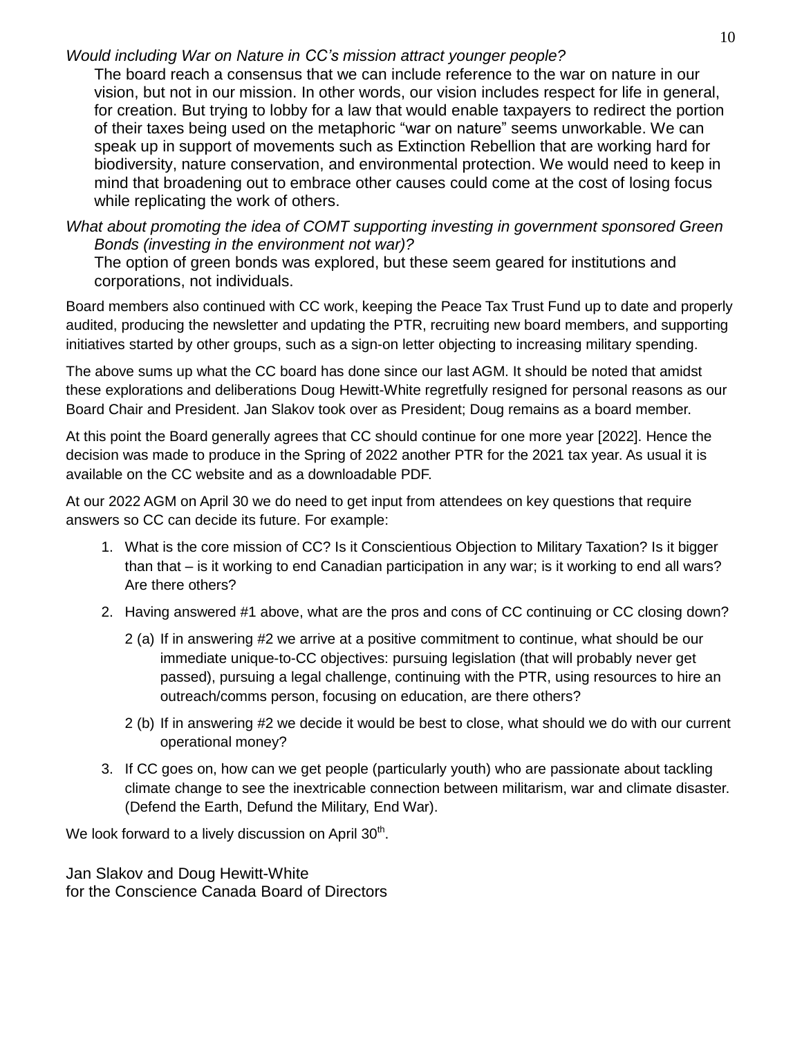*Would including War on Nature in CC's mission attract younger people?*

The board reach a consensus that we can include reference to the war on nature in our vision, but not in our mission. In other words, our vision includes respect for life in general, for creation. But trying to lobby for a law that would enable taxpayers to redirect the portion of their taxes being used on the metaphoric "war on nature" seems unworkable. We can speak up in support of movements such as Extinction Rebellion that are working hard for biodiversity, nature conservation, and environmental protection. We would need to keep in mind that broadening out to embrace other causes could come at the cost of losing focus while replicating the work of others.

*What about promoting the idea of COMT supporting investing in government sponsored Green Bonds (investing in the environment not war)?*

The option of green bonds was explored, but these seem geared for institutions and corporations, not individuals.

Board members also continued with CC work, keeping the Peace Tax Trust Fund up to date and properly audited, producing the newsletter and updating the PTR, recruiting new board members, and supporting initiatives started by other groups, such as a sign-on letter objecting to increasing military spending.

The above sums up what the CC board has done since our last AGM. It should be noted that amidst these explorations and deliberations Doug Hewitt-White regretfully resigned for personal reasons as our Board Chair and President. Jan Slakov took over as President; Doug remains as a board member.

At this point the Board generally agrees that CC should continue for one more year [2022]. Hence the decision was made to produce in the Spring of 2022 another PTR for the 2021 tax year. As usual it is available on the CC website and as a downloadable PDF.

At our 2022 AGM on April 30 we do need to get input from attendees on key questions that require answers so CC can decide its future. For example:

1. What is the core mission of CC? Is it Conscientious Objection to Military Taxation? Is it bigger than that – is it working to end Canadian participation in any war; is it working to end all wars? Are there others?
2. Having answered #1 above, what are the pros and cons of CC continuing or CC closing down?
   - 2 (a) If in answering #2 we arrive at a positive commitment to continue, what should be our immediate unique-to-CC objectives: pursuing legislation (that will probably never get passed), pursuing a legal challenge, continuing with the PTR, using resources to hire an outreach/comms person, focusing on education, are there others?
   - 2 (b) If in answering #2 we decide it would be best to close, what should we do with our current operational money?
3. If CC goes on, how can we get people (particularly youth) who are passionate about tackling climate change to see the inextricable connection between militarism, war and climate disaster. (Defend the Earth, Defund the Military, End War).

We look forward to a lively discussion on April 30th.

Jan Slakov and Doug Hewitt-White
for the Conscience Canada Board of Directors